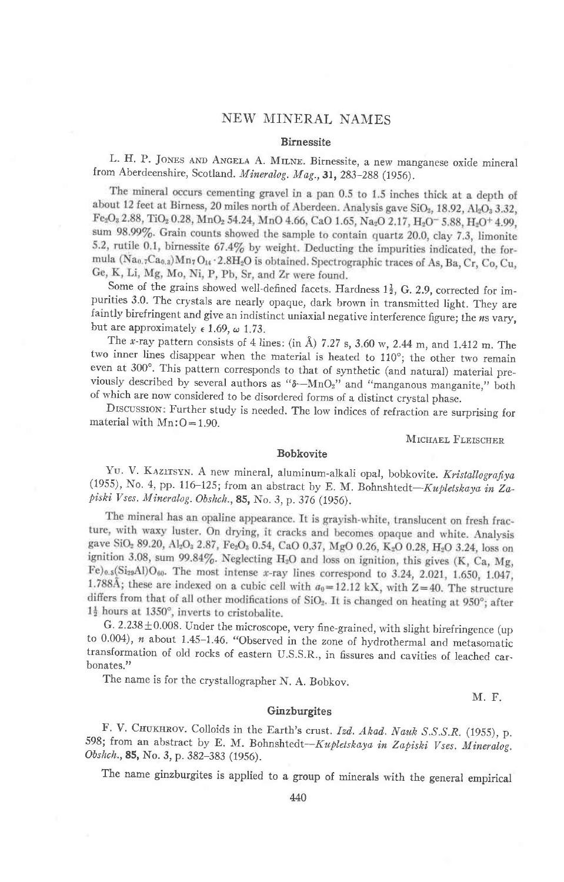# NEW MINERAL NAMES

## Birnessite

L. H. P. Jones and Angela A. Milne. Birnessite, a new manganese oxide mineral from Aberdeenshire, Scotland. *Mineralog. Mag.*, **31**, 283–288 (1956).

The mineral occurs cementing gravel in a pan 0.5 to 1.5 inches thick at a depth of about 12 feet at Birness, 20 miles north of Aberdeen. Analysis gave $SiO_2$, 18.92, $Al_2O_3$ 3.32, $Fe_2O_3$ 2.88, $TiO_2$ 0.28, $MnO_2$ 54.24, MnO 4.66, CaO 1.65, $Na_2O$ 2.17, $H_2O^-$ 5.88, $H_2O^+$ 4.99, sum 98.99%. Grain counts showed the sample to contain quartz 20.0, clay 7.3, limonite 5.2, rutile 0.1, birnessite 67.4% by weight. Deducting the impurities indicated, the formula $(Na_{0.7}Ca_{0.3})Mn_7O_{14}\cdot 2.8H_2O$ is obtained. Spectrographic traces of As, Ba, Cr, Co, Cu, Ge, K, Li, Mg, Mo, Ni, P, Pb, Sr, and Zr were found.

Some of the grains showed well-defined facets. Hardness $1\frac{1}{2}$, G. 2.9, corrected for impurities 3.0. The crystals are nearly opaque, dark brown in transmitted light. They are faintly birefringent and give an indistinct uniaxial negative interference figure; the *n*s vary, but are approximately $\epsilon$ 1.69, $\omega$ 1.73.

The *x*-ray pattern consists of 4 lines: (in Å) 7.27 s, 3.60 w, 2.44 m, and 1.412 m. The two inner lines disappear when the material is heated to 110°; the other two remain even at 300°. This pattern corresponds to that of synthetic (and natural) material previously described by several authors as "$\delta$—$MnO_2$" and "manganous manganite," both of which are now considered to be disordered forms of a distinct crystal phase.

Discussion: Further study is needed. The low indices of refraction are surprising for material with Mn:O = 1.90.

Michael Fleischer

## Bobkovite

Yu. V. Kazitsyn. A new mineral, aluminum-alkali opal, bobkovite. *Kristallografiya* (1955), No. 4, pp. 116–125; from an abstract by E. M. Bohnshtedt—*Kupletskaya in Zapiski Vses. Mineralog. Obshch.*, **85**, No. 3, p. 376 (1956).

The mineral has an opaline appearance. It is grayish-white, translucent on fresh fracture, with waxy luster. On drying, it cracks and becomes opaque and white. Analysis gave $SiO_2$ 89.20, $Al_2O_3$ 2.87, $Fe_2O_3$ 0.54, CaO 0.37, MgO 0.26, $K_2O$ 0.28, $H_2O$ 3.24, loss on ignition 3.08, sum 99.84%. Neglecting $H_2O$ and loss on ignition, this gives $(K, Ca, Mg, Fe)_{0.5}(Si_{29}Al)O_{60}$. The most intense *x*-ray lines correspond to 3.24, 2.021, 1.650, 1.047, 1.788Å; these are indexed on a cubic cell with $a_0 = 12.12$ kX, with Z = 40. The structure differs from that of all other modifications of $SiO_2$. It is changed on heating at 950°; after $1\frac{1}{2}$ hours at 1350°, inverts to cristobalite.

G. 2.238±0.008. Under the microscope, very fine-grained, with slight birefringence (up to 0.004), *n* about 1.45–1.46. "Observed in the zone of hydrothermal and metasomatic transformation of old rocks of eastern U.S.S.R., in fissures and cavities of leached carbonates."

The name is for the crystallographer N. A. Bobkov.

M. F.

## Ginzburgites

F. V. Chukhrov. Colloids in the Earth's crust. *Izd. Akad. Nauk S.S.S.R.* (1955), p. 598; from an abstract by E. M. Bohnshtedt—*Kupletskaya in Zapiski Vses. Mineralog. Obshch.*, **85**, No. 3, p. 382–383 (1956).

The name ginzburgites is applied to a group of minerals with the general empirical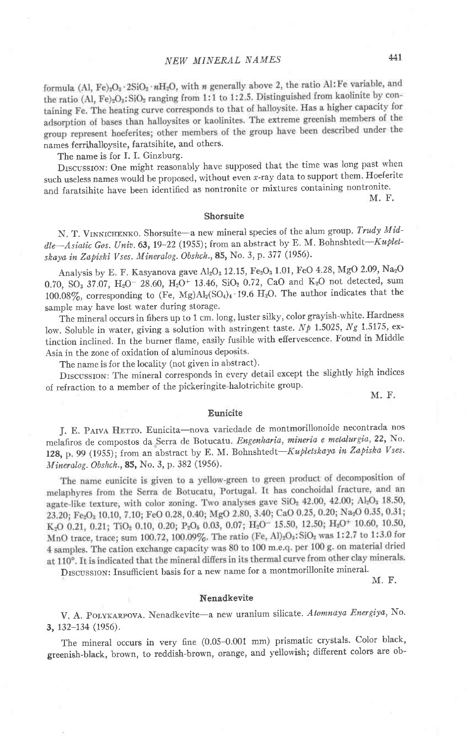formula $(Al, Fe)_2O_3 \cdot 2SiO_2 \cdot nH_2O$, with $n$ generally above 2, the ratio Al:Fe variable, and the ratio $(Al, Fe)_2O_3:SiO_2$ ranging from 1:1 to 1:2.5. Distinguished from kaolinite by containing Fe. The heating curve corresponds to that of halloysite. Has a higher capacity for adsorption of bases than halloysites or kaolinites. The extreme greenish members of the group represent hoeferites; other members of the group have been described under the names ferrihalloysite, faratsihite, and others.

The name is for I. I. Ginzburg.

DISCUSSION: One might reasonably have supposed that the time was long past when such useless names would be proposed, without even $x$-ray data to support them. Hoeferite and faratsihite have been identified as nontronite or mixtures containing nontronite.

M. F.

## Shorsuite

N. T. VINNICHENKO. Shorsuite—a new mineral species of the alum group. *Trudy Middle—Asiatic Gos. Univ.* **63**, 19–22 (1955); from an abstract by E. M. Bohnshtedt—*Kupletskaya in Zapiski Vses. Mineralog. Obshch.*, **85**, No. 3, p. 377 (1956).

Analysis by E. F. Kasyanova gave $Al_2O_3$ 12.15, $Fe_2O_3$ 1.01, FeO 4.28, MgO 2.09, $Na_2O$ 0.70, $SO_3$ 37.07, $H_2O^-$ 28.60, $H_2O^+$ 13.46, $SiO_2$ 0.72, CaO and $K_2O$ not detected, sum 100.08%, corresponding to $(Fe, Mg)Al_2(SO_4)_4 \cdot 19.6\ H_2O$. The author indicates that the sample may have lost water during storage.

The mineral occurs in fibers up to 1 cm. long, luster silky, color grayish-white. Hardness low. Soluble in water, giving a solution with astringent taste. $Np$ 1.5025, $Ng$ 1.5175, extinction inclined. In the burner flame, easily fusible with effervescence. Found in Middle Asia in the zone of oxidation of aluminous deposits.

The name is for the locality (not given in abstract).

DISCUSSION: The mineral corresponds in every detail except the slightly high indices of refraction to a member of the pickeringite-halotrichite group.

M. F.

## Eunicite

J. E. PAIVA HETTO. Eunicita—nova variedade de montmorillonoide necontrada nos melafiros de compostos da Serra de Botucatu. *Engenharia, mineria e metalurgia*, **22**, No. **128**, p. 99 (1955); from an abstract by E. M. Bohnshtedt—*Kupletskaya in Zapiska Vses. Mineralog. Obshch.*, **85**, No. 3, p. 382 (1956).

The name eunicite is given to a yellow-green to green product of decomposition of melaphyres from the Serra de Botucatu, Portugal. It has conchoidal fracture, and an agate-like texture, with color zoning. Two analyses gave $SiO_2$ 42.00, 42.00; $Al_2O_3$ 18.50, 23.20; $Fe_2O_3$ 10.10, 7.10; FeO 0.28, 0.40; MgO 2.80, 3.40; CaO 0.25, 0.20; $Na_2O$ 0.35, 0.31; $K_2O$ 0.21, 0.21; $TiO_2$ 0.10, 0.20; $P_2O_5$ 0.03, 0.07; $H_2O^-$ 15.50, 12.50; $H_2O^+$ 10.60, 10.50, MnO trace, trace; sum 100.72, 100.09%. The ratio $(Fe, Al)_2O_3:SiO_2$ was 1:2.7 to 1:3.0 for 4 samples. The cation exchange capacity was 80 to 100 m.e.q. per 100 g. on material dried at 110°. It is indicated that the mineral differs in its thermal curve from other clay minerals.

DISCUSSION: Insufficient basis for a new name for a montmorillonite mineral.

M. F.

## Nenadkevite

V. A. POLYKARPOVA. Nenadkevite—a new uranium silicate. *Atomnaya Energiya*, No. **3**, 132–134 (1956).

The mineral occurs in very fine (0.05–0.001 mm) prismatic crystals. Color black, greenish-black, brown, to reddish-brown, orange, and yellowish; different colors are ob-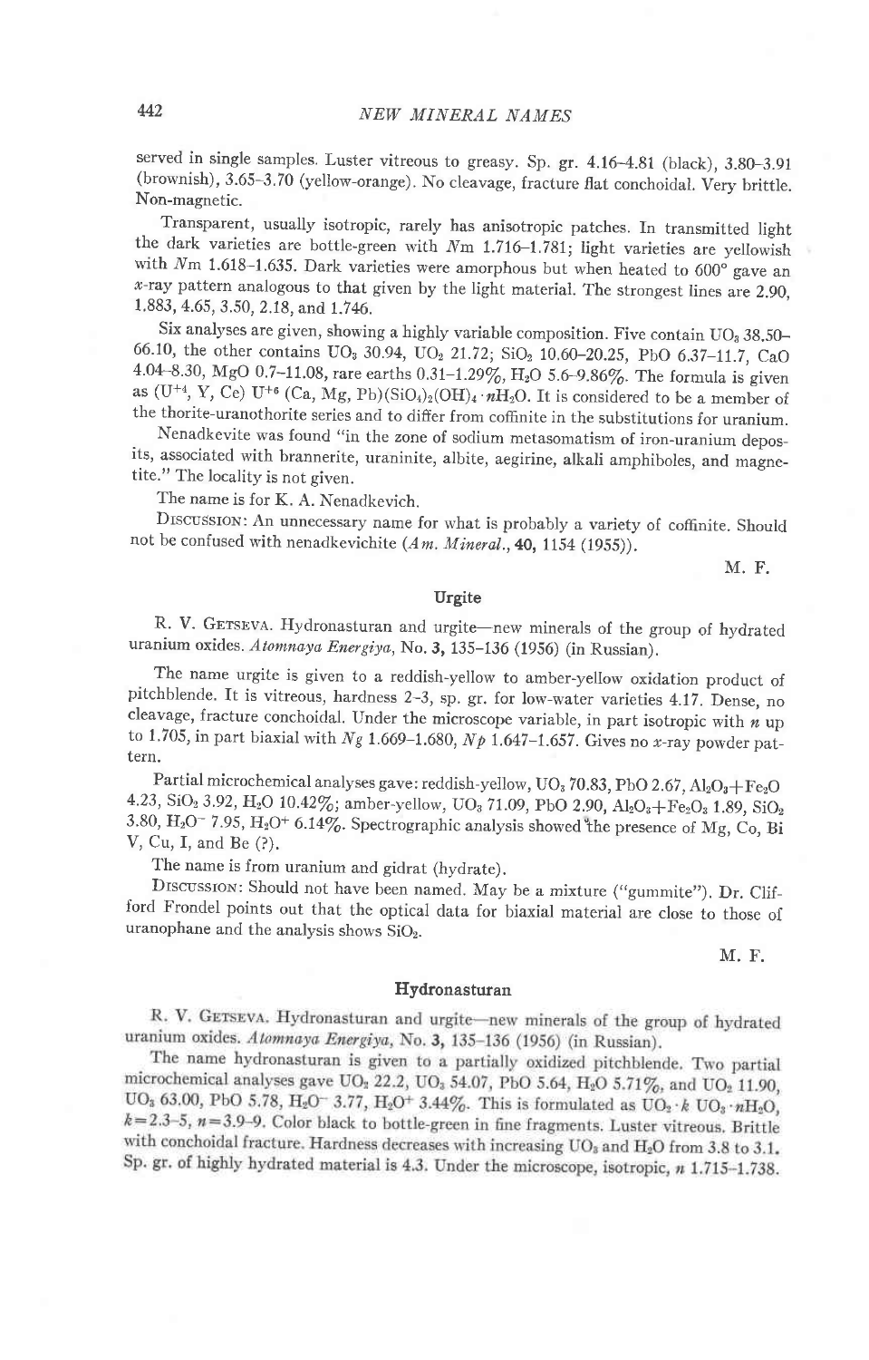served in single samples. Luster vitreous to greasy. Sp. gr. 4.16–4.81 (black), 3.80–3.91 (brownish), 3.65–3.70 (yellow-orange). No cleavage, fracture flat conchoidal. Very brittle. Non-magnetic.

Transparent, usually isotropic, rarely has anisotropic patches. In transmitted light the dark varieties are bottle-green with $Nm$ 1.716–1.781; light varieties are yellowish with $Nm$ 1.618–1.635. Dark varieties were amorphous but when heated to 600° gave an $x$-ray pattern analogous to that given by the light material. The strongest lines are 2.90, 1.883, 4.65, 3.50, 2.18, and 1.746.

Six analyses are given, showing a highly variable composition. Five contain $UO_3$ 38.50–66.10, the other contains $UO_3$ 30.94, $UO_2$ 21.72; $SiO_2$ 10.60–20.25, PbO 6.37–11.7, CaO 4.04–8.30, MgO 0.7–11.08, rare earths 0.31–1.29%, $H_2O$ 5.6–9.86%. The formula is given as $(U^{+4}, Y, Ce)\ U^{+6}\ (Ca, Mg, Pb)(SiO_4)_2(OH)_4 \cdot nH_2O$. It is considered to be a member of the thorite-uranothorite series and to differ from coffinite in the substitutions for uranium.

Nenadkevite was found "in the zone of sodium metasomatism of iron-uranium deposits, associated with brannerite, uraninite, albite, aegirine, alkali amphiboles, and magnetite." The locality is not given.

The name is for K. A. Nenadkevich.

Discussion: An unnecessary name for what is probably a variety of coffinite. Should not be confused with nenadkevichite (*Am. Mineral.*, **40**, 1154 (1955)).

M. F.

## Urgite

R. V. Getseva. Hydronasturan and urgite—new minerals of the group of hydrated uranium oxides. *Atomnaya Energiya*, No. **3**, 135–136 (1956) (in Russian).

The name urgite is given to a reddish-yellow to amber-yellow oxidation product of pitchblende. It is vitreous, hardness 2–3, sp. gr. for low-water varieties 4.17. Dense, no cleavage, fracture conchoidal. Under the microscope variable, in part isotropic with $n$ up to 1.705, in part biaxial with $Ng$ 1.669–1.680, $Np$ 1.647–1.657. Gives no $x$-ray powder pattern.

Partial microchemical analyses gave: reddish-yellow, $UO_3$ 70.83, PbO 2.67, $Al_2O_3+Fe_2O$ 4.23, $SiO_2$ 3.92, $H_2O$ 10.42%; amber-yellow, $UO_3$ 71.09, PbO 2.90, $Al_2O_3+Fe_2O_3$ 1.89, $SiO_2$ 3.80, $H_2O^-$ 7.95, $H_2O^+$ 6.14%. Spectrographic analysis showed the presence of Mg, Co, Bi V, Cu, I, and Be (?).

The name is from uranium and gidrat (hydrate).

Discussion: Should not have been named. May be a mixture ("gummite"). Dr. Clifford Frondel points out that the optical data for biaxial material are close to those of uranophane and the analysis shows $SiO_2$.

M. F.

## Hydronasturan

R. V. Getseva. Hydronasturan and urgite—new minerals of the group of hydrated uranium oxides. *Atomnaya Energiya*, No. **3**, 135–136 (1956) (in Russian).

The name hydronasturan is given to a partially oxidized pitchblende. Two partial microchemical analyses gave $UO_2$ 22.2, $UO_3$ 54.07, PbO 5.64, $H_2O$ 5.71%, and $UO_2$ 11.90, $UO_3$ 63.00, PbO 5.78, $H_2O^-$ 3.77, $H_2O^+$ 3.44%. This is formulated as $UO_2 \cdot k\ UO_3 \cdot nH_2O$, $k=2.3$–$5$, $n=3.9$–$9$. Color black to bottle-green in fine fragments. Luster vitreous. Brittle with conchoidal fracture. Hardness decreases with increasing $UO_3$ and $H_2O$ from 3.8 to 3.1. Sp. gr. of highly hydrated material is 4.3. Under the microscope, isotropic, $n$ 1.715–1.738.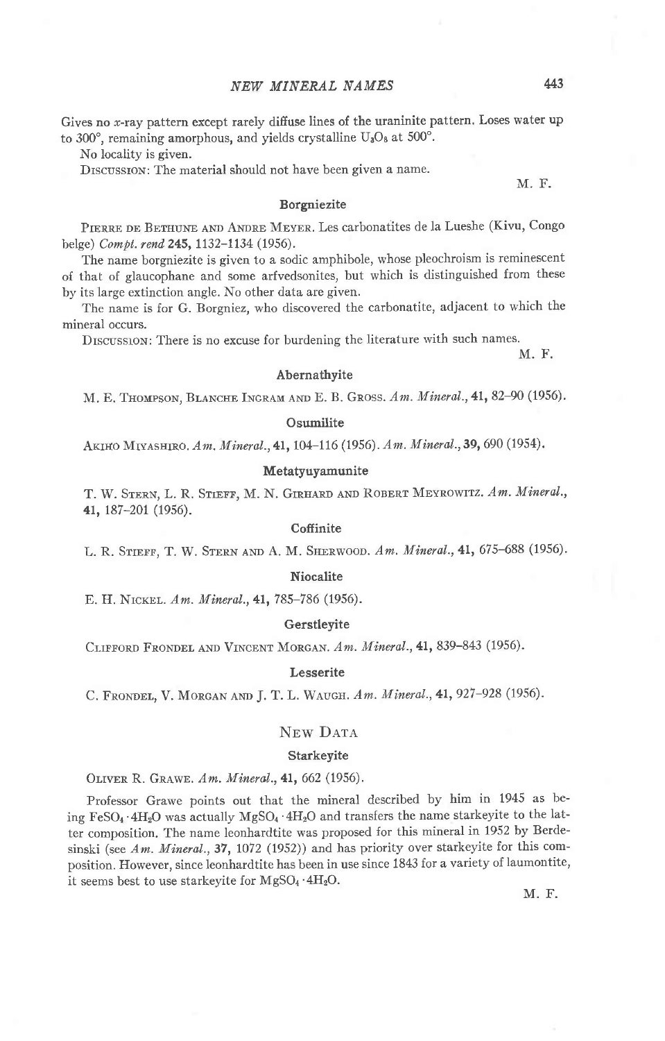Gives no *x*-ray pattern except rarely diffuse lines of the uraninite pattern. Loses water up to 300°, remaining amorphous, and yields crystalline $U_3O_8$ at 500°.

No locality is given.

DISCUSSION: The material should not have been given a name.

M. F.

### Borgniezite

PIERRE DE BETHUNE AND ANDRE MEYER. Les carbonatites de la Lueshe (Kivu, Congo belge) *Compt. rend* **245**, 1132–1134 (1956).

The name borgniezite is given to a sodic amphibole, whose pleochroism is reminescent of that of glaucophane and some arfvedsonites, but which is distinguished from these by its large extinction angle. No other data are given.

The name is for G. Borgniez, who discovered the carbonatite, adjacent to which the mineral occurs.

DISCUSSION: There is no excuse for burdening the literature with such names.

M. F.

### Abernathyite

M. E. THOMPSON, BLANCHE INGRAM AND E. B. GROSS. *Am. Mineral.*, **41**, 82–90 (1956).

### Osumilite

AKIHO MIYASHIRO. *Am. Mineral.*, **41**, 104–116 (1956). *Am. Mineral.*, **39**, 690 (1954).

### Metatyuyamunite

T. W. STERN, L. R. STIEFF, M. N. GIRHARD AND ROBERT MEYROWITZ. *Am. Mineral.*, **41**, 187–201 (1956).

### Coffinite

L. R. STIEFF, T. W. STERN AND A. M. SHERWOOD. *Am. Mineral.*, **41**, 675–688 (1956).

### Niocalite

E. H. NICKEL. *Am. Mineral.*, **41**, 785–786 (1956).

### Gerstleyite

CLIFFORD FRONDEL AND VINCENT MORGAN. *Am. Mineral.*, **41**, 839–843 (1956).

### Lesserite

C. FRONDEL, V. MORGAN AND J. T. L. WAUGH. *Am. Mineral.*, **41**, 927–928 (1956).

## New Data

### Starkeyite

OLIVER R. GRAWE. *Am. Mineral.*, **41**, 662 (1956).

Professor Grawe points out that the mineral described by him in 1945 as being $FeSO_4 \cdot 4H_2O$ was actually $MgSO_4 \cdot 4H_2O$ and transfers the name starkeyite to the latter composition. The name leonhardtite was proposed for this mineral in 1952 by Berdesinski (see *Am. Mineral.*, **37**, 1072 (1952)) and has priority over starkeyite for this composition. However, since leonhardtite has been in use since 1843 for a variety of laumontite, it seems best to use starkeyite for $MgSO_4 \cdot 4H_2O$.

M. F.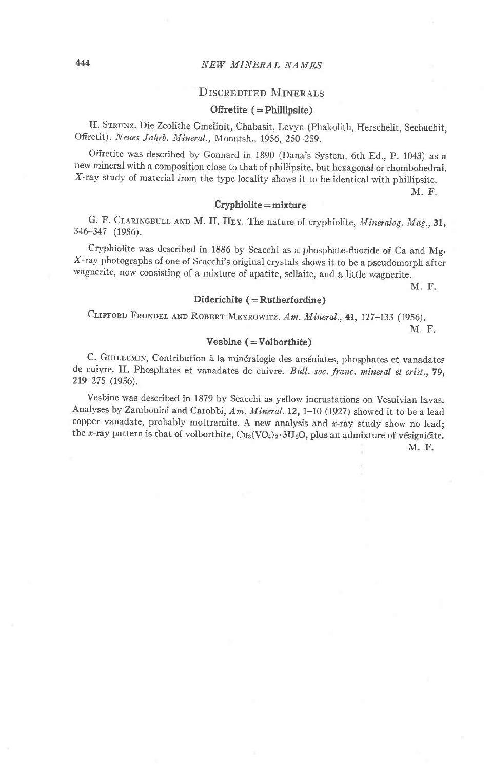## Discredited Minerals

### Offretite (=Phillipsite)

H. Strunz. Die Zeolithe Gmelinit, Chabasit, Levyn (Phakolith, Herschelit, Seebachit, Offretit). *Neues Jahrb. Mineral.*, Monatsh., 1956, 250–259.

Offretite was described by Gonnard in 1890 (Dana's System, 6th Ed., P. 1043) as a new mineral with a composition close to that of phillipsite, but hexagonal or rhombohedral. *X*-ray study of material from the type locality shows it to be identical with phillipsite.

M. F.

### Cryphiolite = mixture

G. F. Claringbull and M. H. Hey. The nature of cryphiolite, *Mineralog. Mag.*, **31**, 346–347 (1956).

Cryphiolite was described in 1886 by Scacchi as a phosphate-fluoride of Ca and Mg. *X*-ray photographs of one of Scacchi's original crystals shows it to be a pseudomorph after wagnerite, now consisting of a mixture of apatite, sellaite, and a little wagnerite.

M. F.

### Diderichite (=Rutherfordine)

Clifford Frondel and Robert Meyrowitz. *Am. Mineral.*, **41**, 127–133 (1956).

M. F.

### Vesbine (=Volborthite)

C. Guillemin, Contribution à la minéralogie des arséniates, phosphates et vanadates de cuivre. II. Phosphates et vanadates de cuivre. *Bull. soc. franc. mineral et crist.*, **79**, 219–275 (1956).

Vesbine was described in 1879 by Scacchi as yellow incrustations on Vesuivian lavas. Analyses by Zambonini and Carobbi, *Am. Mineral.* **12**, 1–10 (1927) showed it to be a lead copper vanadate, probably mottramite. A new analysis and *x*-ray study show no lead; the *x*-ray pattern is that of volborthite, $Cu_3(VO_4)_2 \cdot 3H_2O$, plus an admixture of vésigniéite.

M. F.